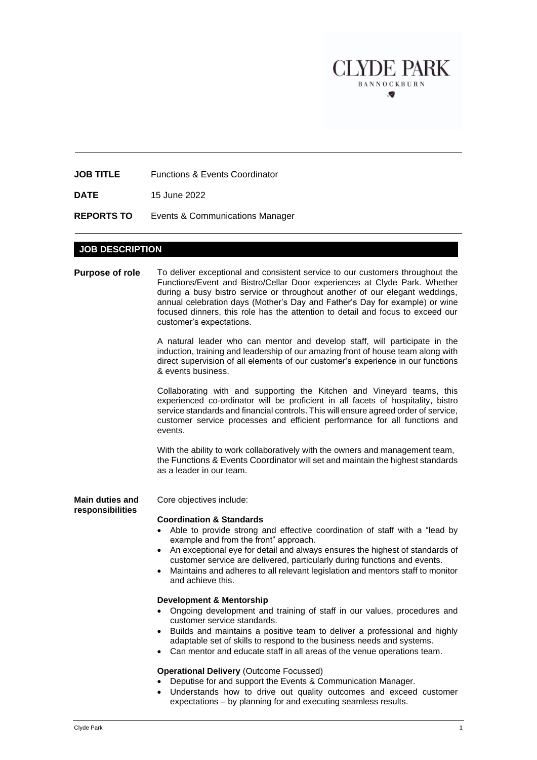CLYDE PARK
BANNOCKBURN

**JOB TITLE** Functions & Events Coordinator

**DATE** 15 June 2022

**REPORTS TO** Events & Communications Manager

## JOB DESCRIPTION

**Purpose of role**

To deliver exceptional and consistent service to our customers throughout the Functions/Event and Bistro/Cellar Door experiences at Clyde Park. Whether during a busy bistro service or throughout another of our elegant weddings, annual celebration days (Mother's Day and Father's Day for example) or wine focused dinners, this role has the attention to detail and focus to exceed our customer's expectations.

A natural leader who can mentor and develop staff, will participate in the induction, training and leadership of our amazing front of house team along with direct supervision of all elements of our customer's experience in our functions & events business.

Collaborating with and supporting the Kitchen and Vineyard teams, this experienced co-ordinator will be proficient in all facets of hospitality, bistro service standards and financial controls. This will ensure agreed order of service, customer service processes and efficient performance for all functions and events.

With the ability to work collaboratively with the owners and management team, the Functions & Events Coordinator will set and maintain the highest standards as a leader in our team.

**Main duties and responsibilities**

Core objectives include:

**Coordination & Standards**

- Able to provide strong and effective coordination of staff with a "lead by example and from the front" approach.
- An exceptional eye for detail and always ensures the highest of standards of customer service are delivered, particularly during functions and events.
- Maintains and adheres to all relevant legislation and mentors staff to monitor and achieve this.

**Development & Mentorship**

- Ongoing development and training of staff in our values, procedures and customer service standards.
- Builds and maintains a positive team to deliver a professional and highly adaptable set of skills to respond to the business needs and systems.
- Can mentor and educate staff in all areas of the venue operations team.

**Operational Delivery** (Outcome Focussed)

- Deputise for and support the Events & Communication Manager.
- Understands how to drive out quality outcomes and exceed customer expectations – by planning for and executing seamless results.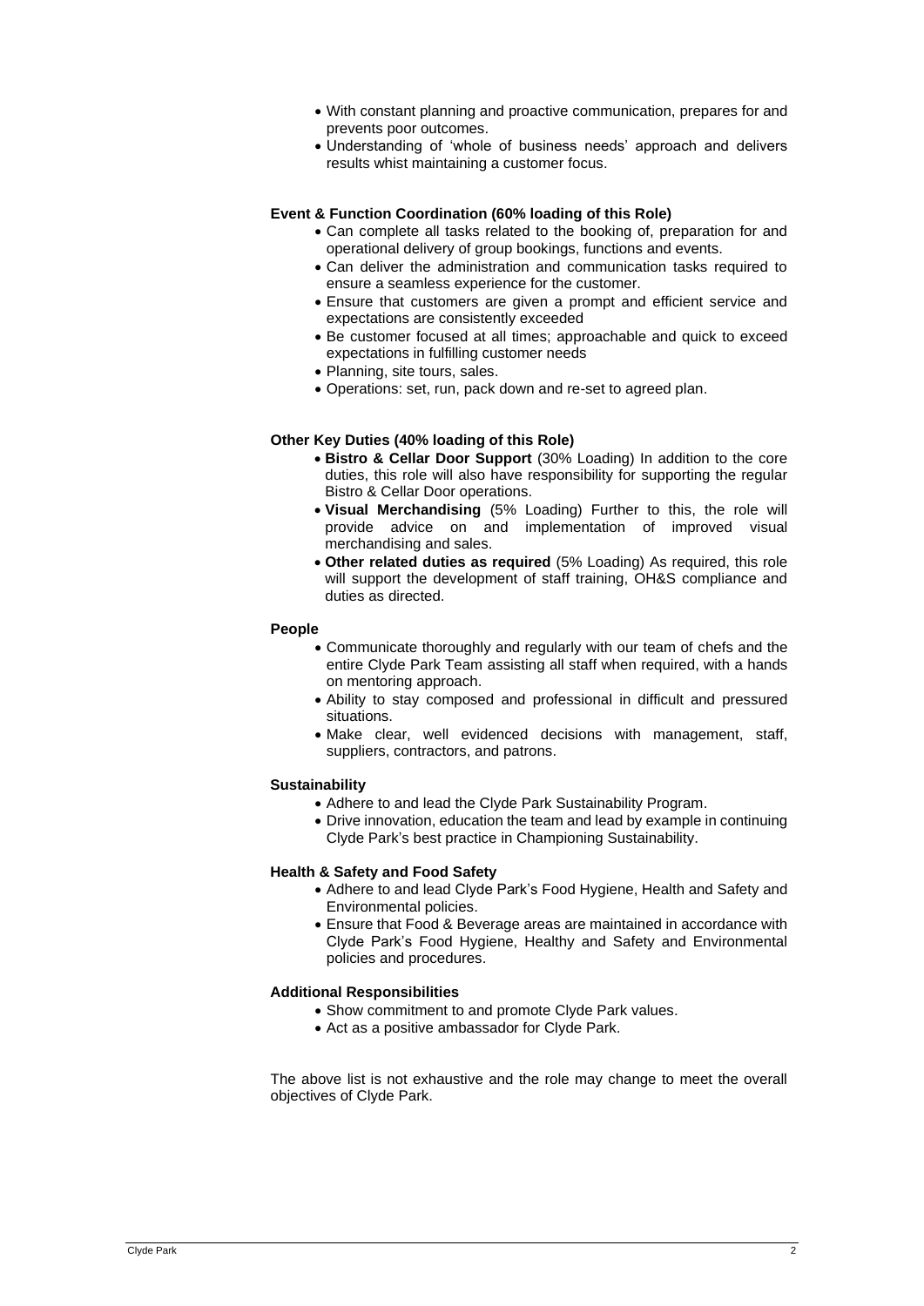- With constant planning and proactive communication, prepares for and prevents poor outcomes.
- Understanding of 'whole of business needs' approach and delivers results whist maintaining a customer focus.

**Event & Function Coordination (60% loading of this Role)**

- Can complete all tasks related to the booking of, preparation for and operational delivery of group bookings, functions and events.
- Can deliver the administration and communication tasks required to ensure a seamless experience for the customer.
- Ensure that customers are given a prompt and efficient service and expectations are consistently exceeded
- Be customer focused at all times; approachable and quick to exceed expectations in fulfilling customer needs
- Planning, site tours, sales.
- Operations: set, run, pack down and re-set to agreed plan.

**Other Key Duties (40% loading of this Role)**

- **Bistro & Cellar Door Support** (30% Loading) In addition to the core duties, this role will also have responsibility for supporting the regular Bistro & Cellar Door operations.
- **Visual Merchandising** (5% Loading) Further to this, the role will provide advice on and implementation of improved visual merchandising and sales.
- **Other related duties as required** (5% Loading) As required, this role will support the development of staff training, OH&S compliance and duties as directed.

**People**

- Communicate thoroughly and regularly with our team of chefs and the entire Clyde Park Team assisting all staff when required, with a hands on mentoring approach.
- Ability to stay composed and professional in difficult and pressured situations.
- Make clear, well evidenced decisions with management, staff, suppliers, contractors, and patrons.

**Sustainability**

- Adhere to and lead the Clyde Park Sustainability Program.
- Drive innovation, education the team and lead by example in continuing Clyde Park's best practice in Championing Sustainability.

**Health & Safety and Food Safety**

- Adhere to and lead Clyde Park's Food Hygiene, Health and Safety and Environmental policies.
- Ensure that Food & Beverage areas are maintained in accordance with Clyde Park's Food Hygiene, Healthy and Safety and Environmental policies and procedures.

**Additional Responsibilities**

- Show commitment to and promote Clyde Park values.
- Act as a positive ambassador for Clyde Park.

The above list is not exhaustive and the role may change to meet the overall objectives of Clyde Park.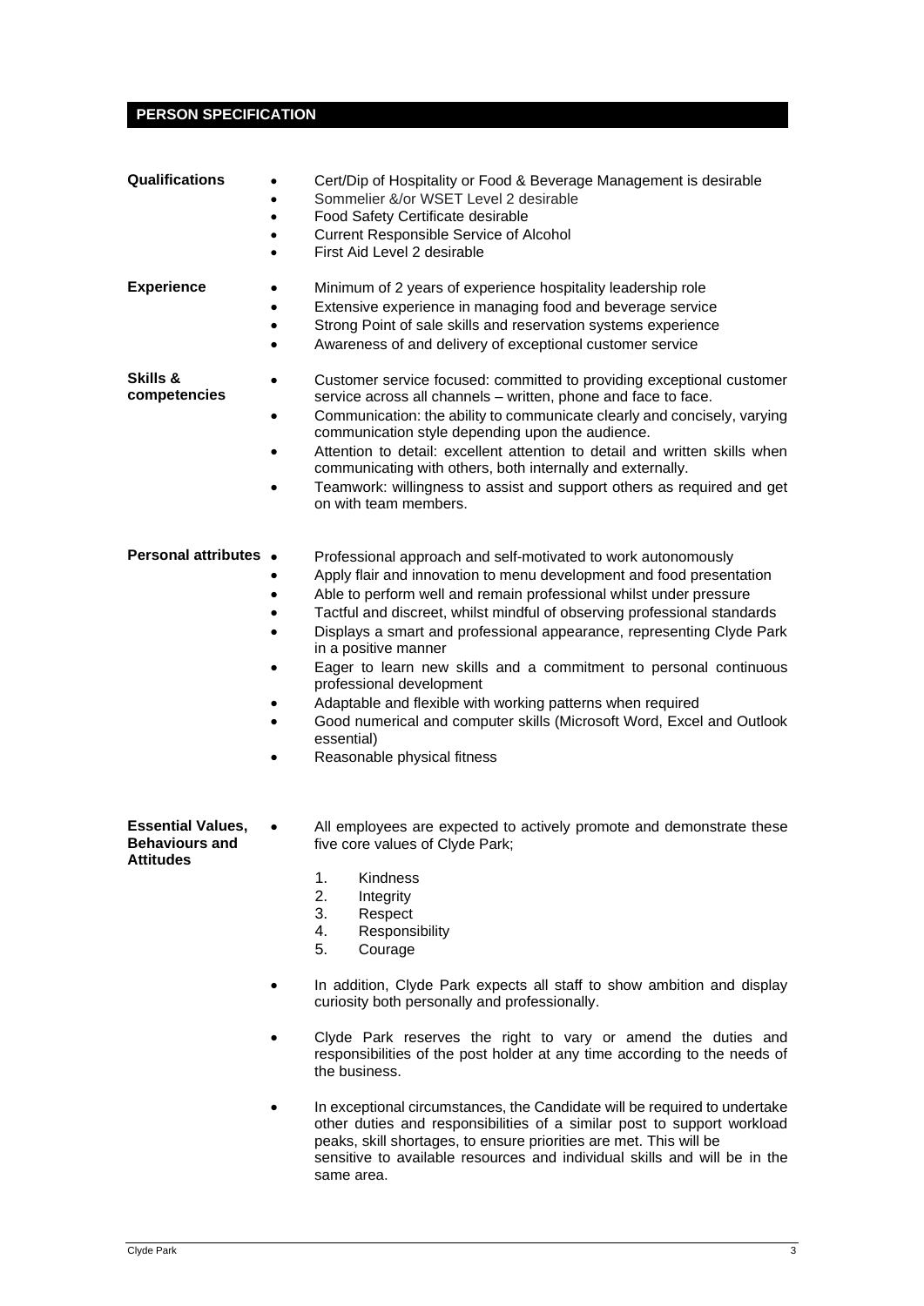## PERSON SPECIFICATION

**Qualifications**

- Cert/Dip of Hospitality or Food & Beverage Management is desirable
- Sommelier &/or WSET Level 2 desirable
- Food Safety Certificate desirable
- Current Responsible Service of Alcohol
- First Aid Level 2 desirable

**Experience**

- Minimum of 2 years of experience hospitality leadership role
- Extensive experience in managing food and beverage service
- Strong Point of sale skills and reservation systems experience
- Awareness of and delivery of exceptional customer service

**Skills & competencies**

- Customer service focused: committed to providing exceptional customer service across all channels – written, phone and face to face.
- Communication: the ability to communicate clearly and concisely, varying communication style depending upon the audience.
- Attention to detail: excellent attention to detail and written skills when communicating with others, both internally and externally.
- Teamwork: willingness to assist and support others as required and get on with team members.

**Personal attributes**

- Professional approach and self-motivated to work autonomously
- Apply flair and innovation to menu development and food presentation
- Able to perform well and remain professional whilst under pressure
- Tactful and discreet, whilst mindful of observing professional standards
- Displays a smart and professional appearance, representing Clyde Park in a positive manner
- Eager to learn new skills and a commitment to personal continuous professional development
- Adaptable and flexible with working patterns when required
- Good numerical and computer skills (Microsoft Word, Excel and Outlook essential)
- Reasonable physical fitness

**Essential Values, Behaviours and Attitudes**

- All employees are expected to actively promote and demonstrate these five core values of Clyde Park;
  1. Kindness
  2. Integrity
  3. Respect
  4. Responsibility
  5. Courage
- In addition, Clyde Park expects all staff to show ambition and display curiosity both personally and professionally.
- Clyde Park reserves the right to vary or amend the duties and responsibilities of the post holder at any time according to the needs of the business.
- In exceptional circumstances, the Candidate will be required to undertake other duties and responsibilities of a similar post to support workload peaks, skill shortages, to ensure priorities are met. This will be sensitive to available resources and individual skills and will be in the same area.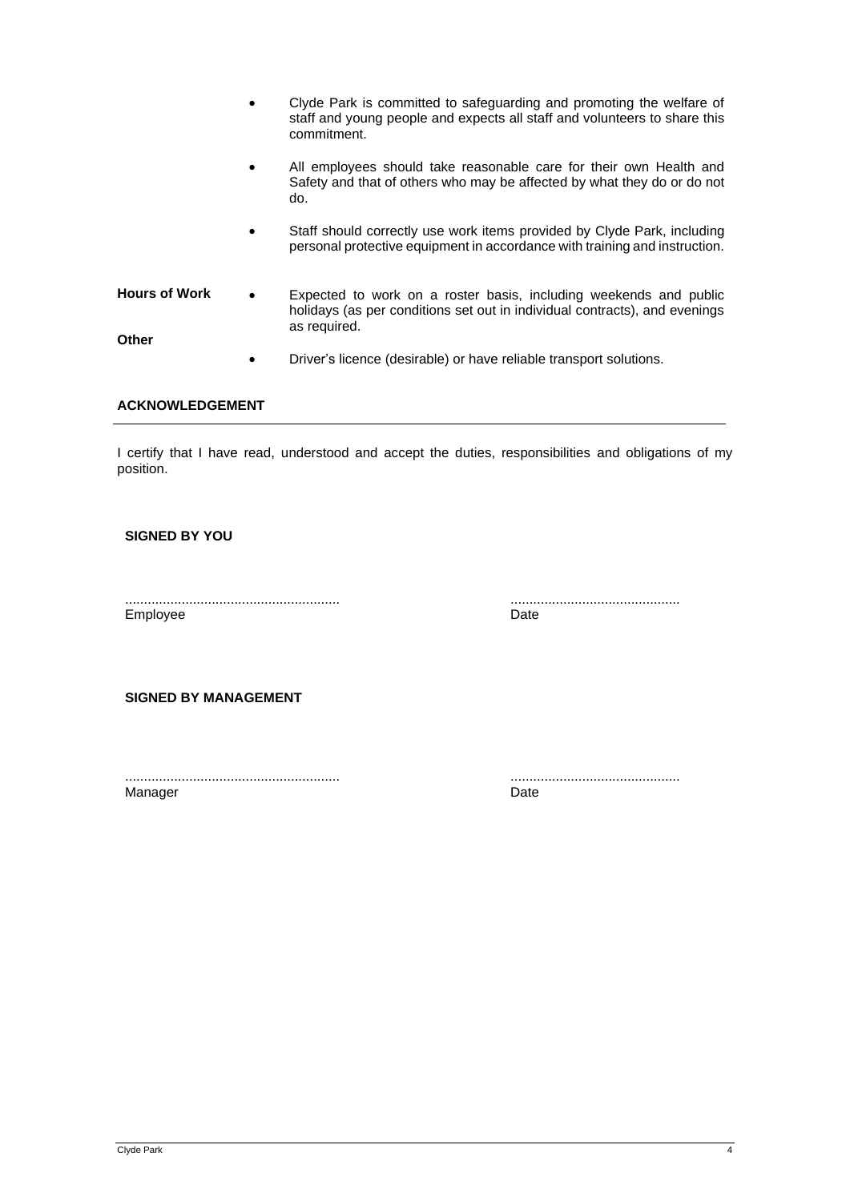- Clyde Park is committed to safeguarding and promoting the welfare of staff and young people and expects all staff and volunteers to share this commitment.
- All employees should take reasonable care for their own Health and Safety and that of others who may be affected by what they do or do not do.
- Staff should correctly use work items provided by Clyde Park, including personal protective equipment in accordance with training and instruction.

**Hours of Work**

- Expected to work on a roster basis, including weekends and public holidays (as per conditions set out in individual contracts), and evenings as required.

**Other**

- Driver's licence (desirable) or have reliable transport solutions.

**ACKNOWLEDGEMENT**

---

I certify that I have read, understood and accept the duties, responsibilities and obligations of my position.

**SIGNED BY YOU**

......................................................... ............................................
Employee Date

**SIGNED BY MANAGEMENT**

......................................................... ............................................
Manager Date